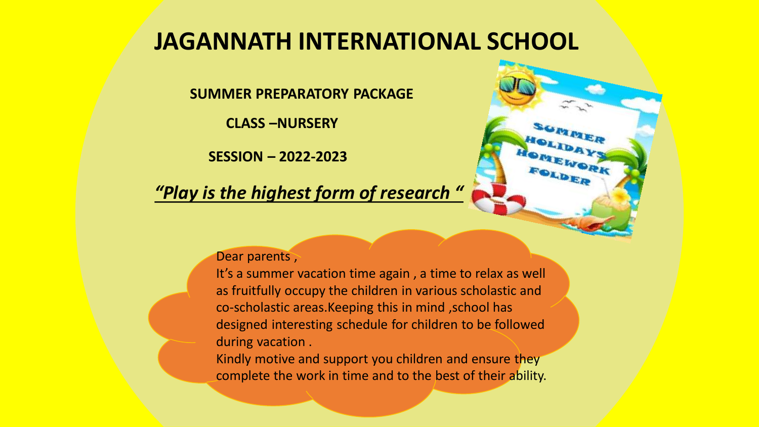# JAGANNATH INTERNATIONAL SCHOOL

**SUMMER PREPARATORY PACKAGE**

**CLASS –NURSERY**

**SESSION – 2022-2023**

***“Play is the highest form of research “***

Dear parents ,

It’s a summer vacation time again , a time to relax as well as fruitfully occupy the children in various scholastic and co-scholastic areas.Keeping this in mind ,school has designed interesting schedule for children to be followed during vacation .

Kindly motive and support you children and ensure they complete the work in time and to the best of their ability.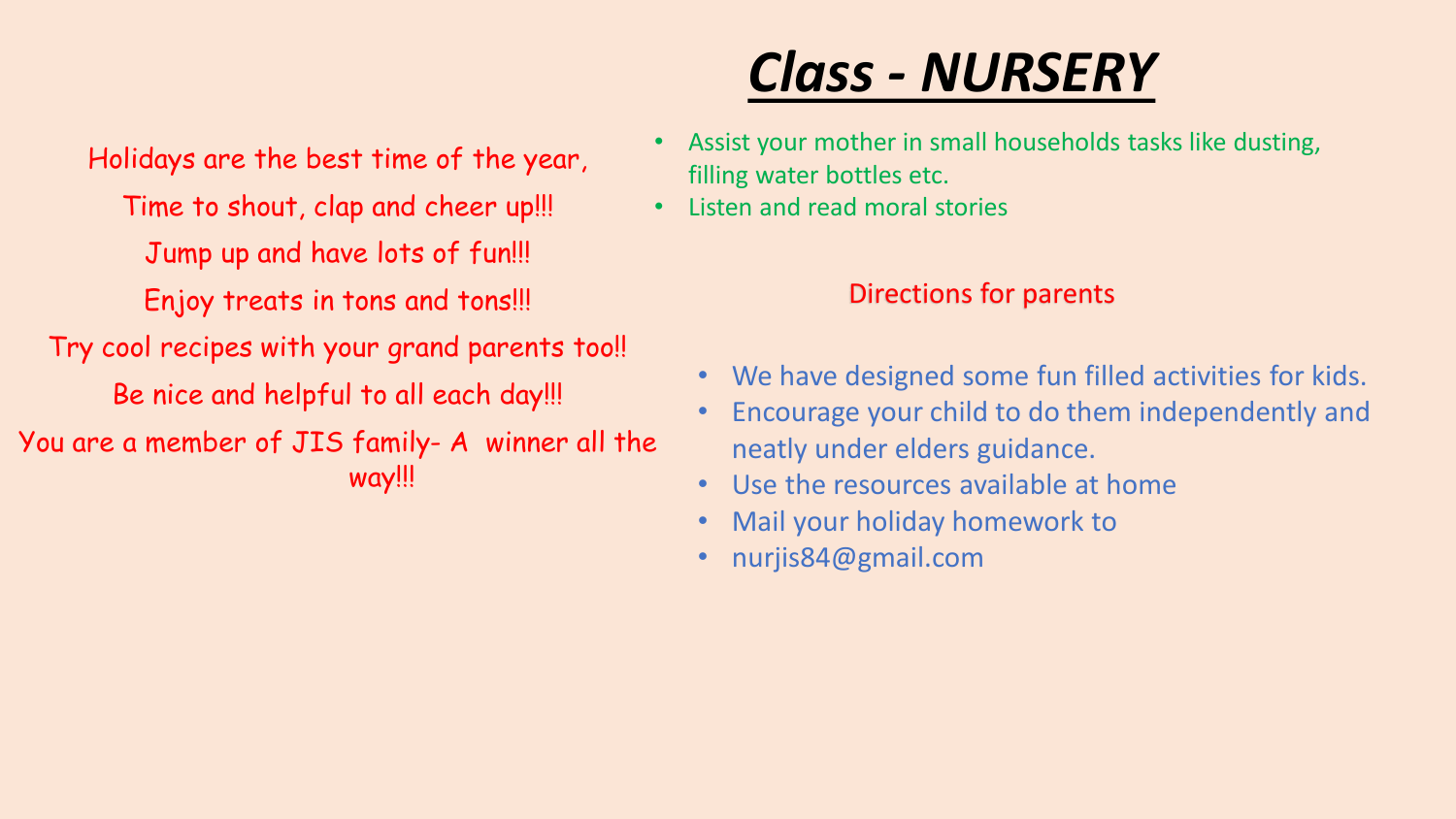# *Class - NURSERY*

Holidays are the best time of the year,

Time to shout, clap and cheer up!!!

Jump up and have lots of fun!!!

Enjoy treats in tons and tons!!!

Try cool recipes with your grand parents too!!

Be nice and helpful to all each day!!!

You are a member of JIS family- A winner all the way!!!

- Assist your mother in small households tasks like dusting, filling water bottles etc.
- Listen and read moral stories

## Directions for parents

- We have designed some fun filled activities for kids.
- Encourage your child to do them independently and neatly under elders guidance.
- Use the resources available at home
- Mail your holiday homework to
- nurjis84@gmail.com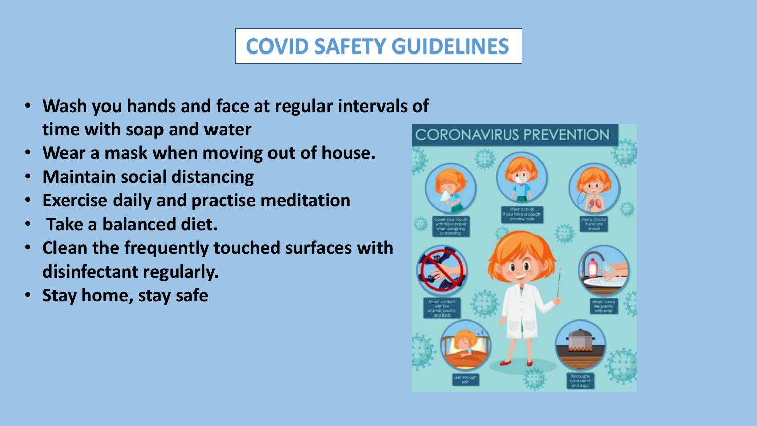# COVID SAFETY GUIDELINES

- **Wash you hands and face at regular intervals of time with soap and water**
- **Wear a mask when moving out of house.**
- **Maintain social distancing**
- **Exercise daily and practise meditation**
- **Take a balanced diet.**
- **Clean the frequently touched surfaces with disinfectant regularly.**
- **Stay home, stay safe**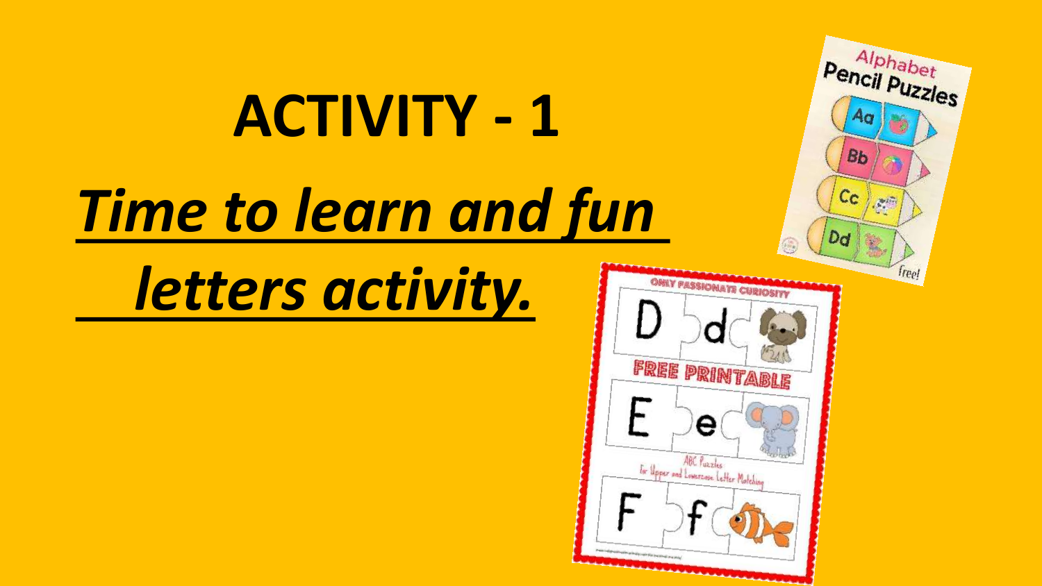# ACTIVITY - 1

***Time to learn and fun letters activity.***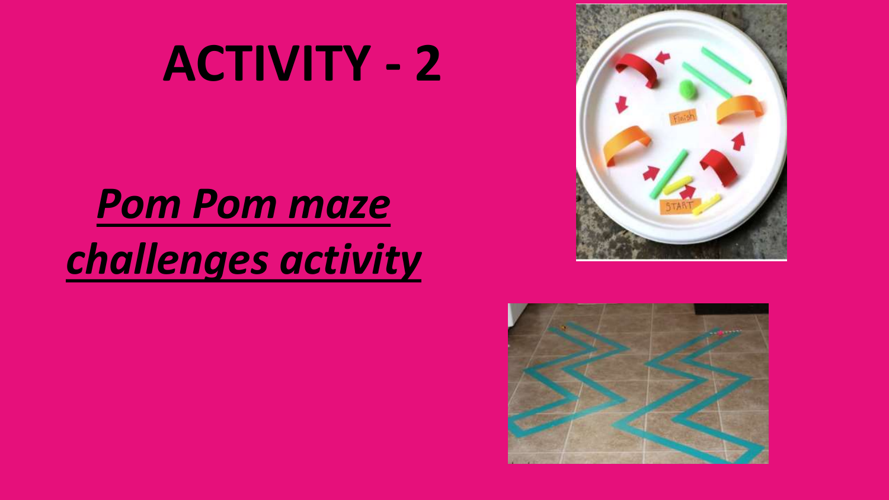# ACTIVITY - 2

***Pom Pom maze challenges activity***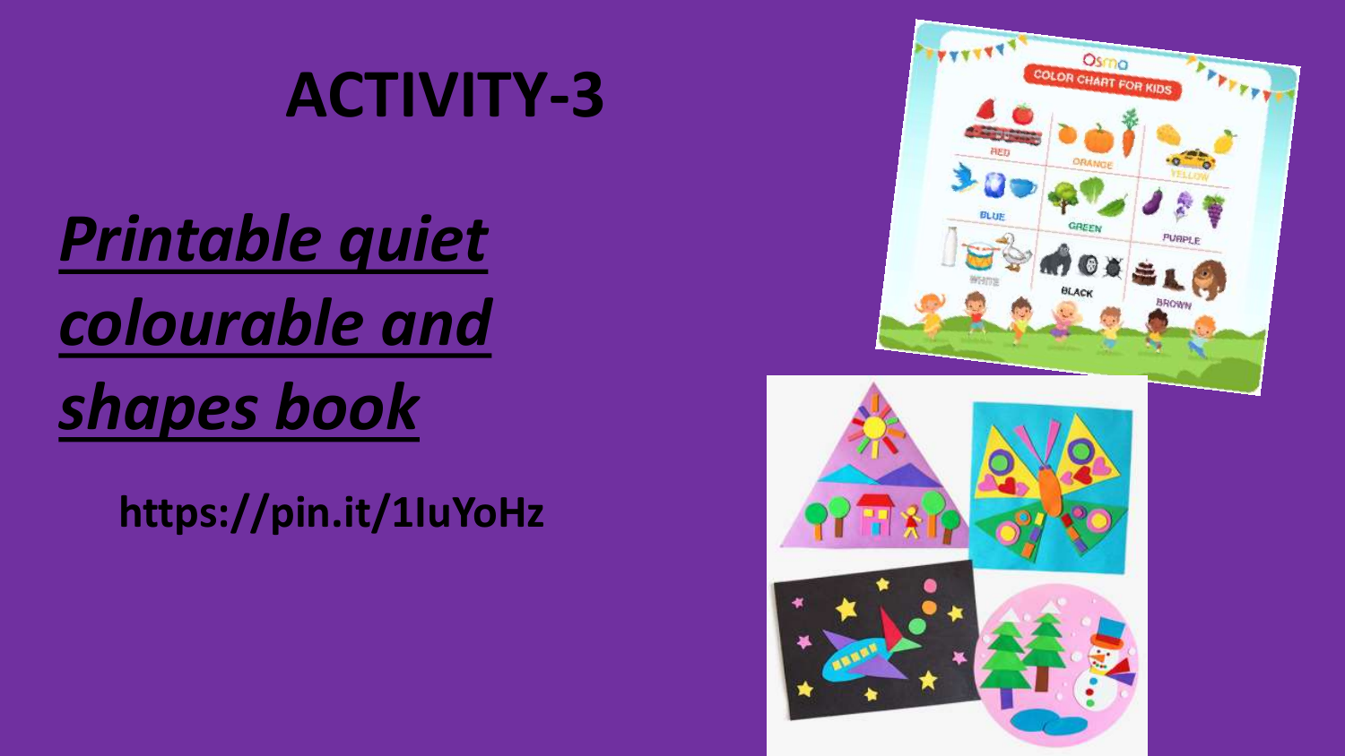# ACTIVITY-3

***Printable quiet colourable and shapes book***

**https://pin.it/1IuYoHz**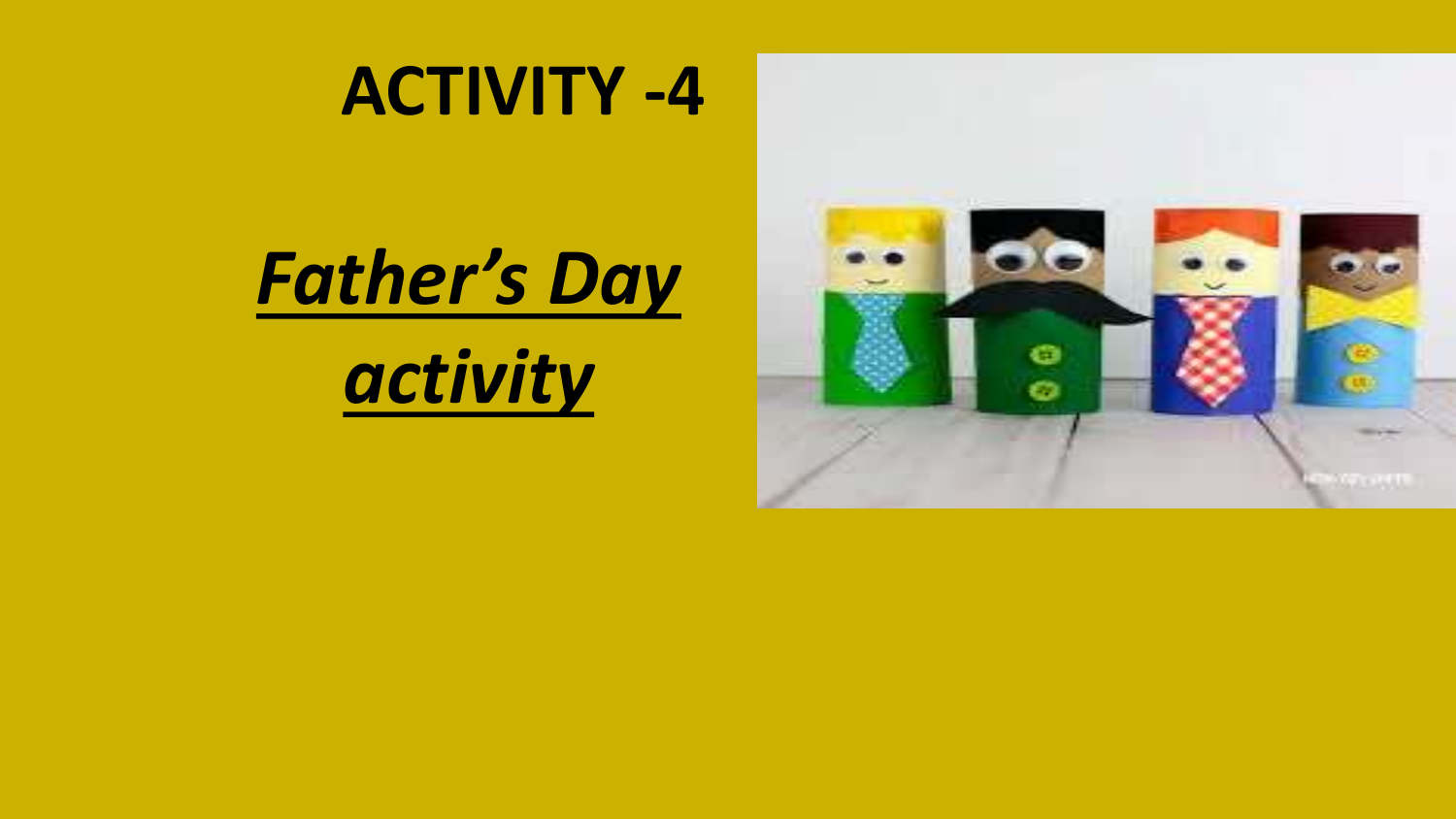# ACTIVITY -4

## ***Father's Day activity***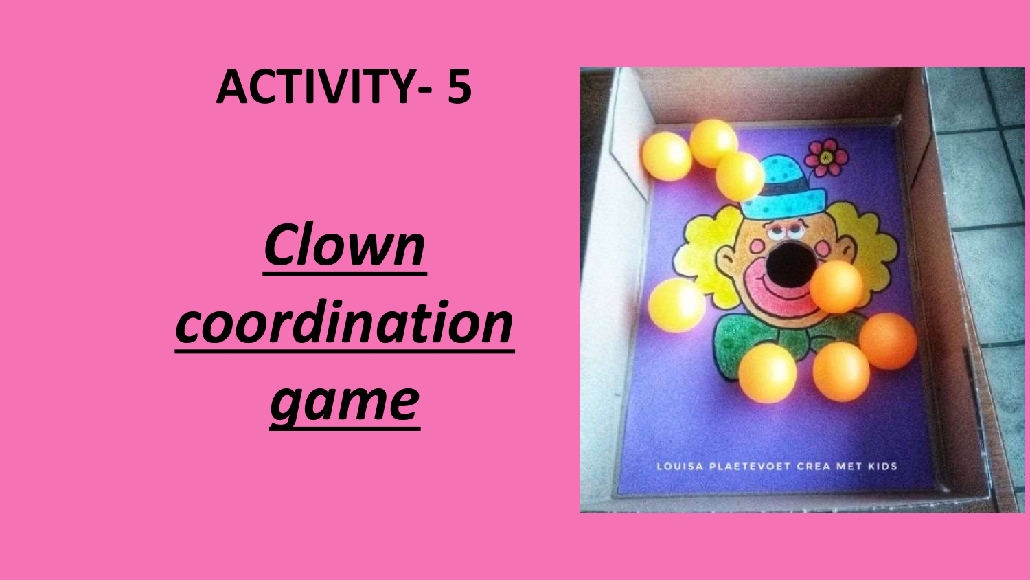# ACTIVITY- 5

***Clown coordination game***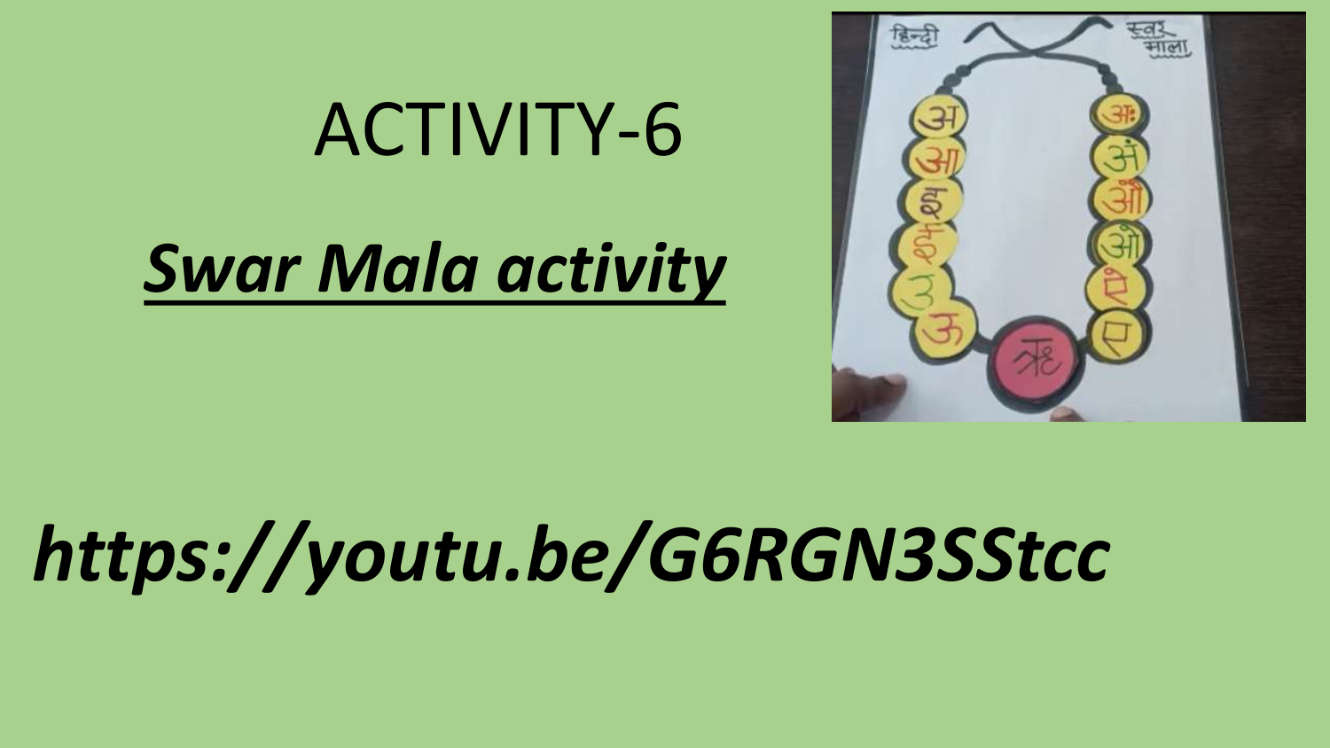# ACTIVITY-6

## ***Swar Mala activity***

***https://youtu.be/G6RGN3SStcc***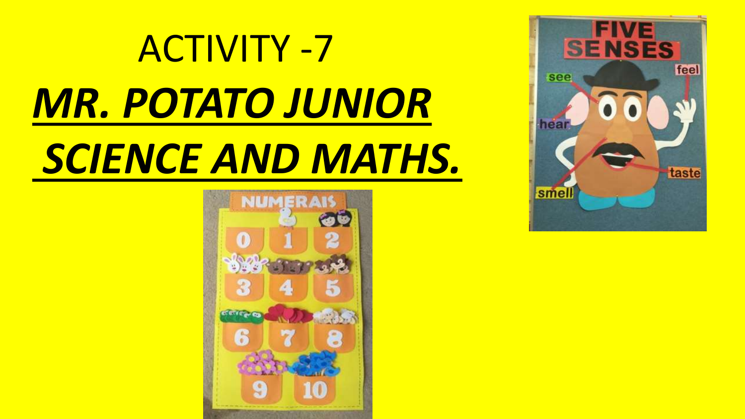# ACTIVITY -7

# ***MR. POTATO JUNIOR SCIENCE AND MATHS.***